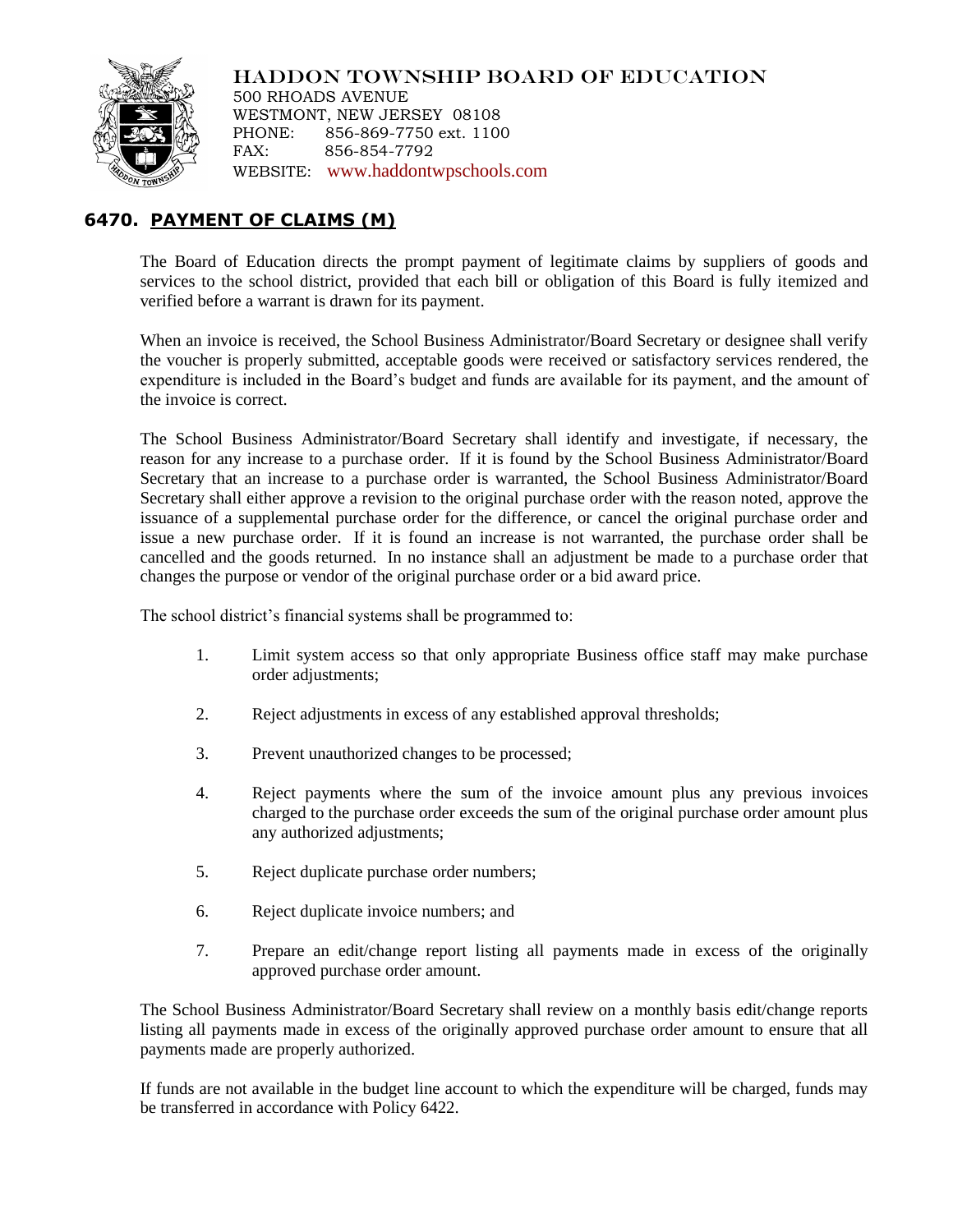HADDON TOWNSHIP BOARD OF EDUCATION
500 RHOADS AVENUE
WESTMONT, NEW JERSEY 08108
PHONE: 856-869-7750 ext. 1100
FAX: 856-854-7792
WEBSITE: www.haddontwpschools.com

## 6470. PAYMENT OF CLAIMS (M)

The Board of Education directs the prompt payment of legitimate claims by suppliers of goods and services to the school district, provided that each bill or obligation of this Board is fully itemized and verified before a warrant is drawn for its payment.

When an invoice is received, the School Business Administrator/Board Secretary or designee shall verify the voucher is properly submitted, acceptable goods were received or satisfactory services rendered, the expenditure is included in the Board's budget and funds are available for its payment, and the amount of the invoice is correct.

The School Business Administrator/Board Secretary shall identify and investigate, if necessary, the reason for any increase to a purchase order. If it is found by the School Business Administrator/Board Secretary that an increase to a purchase order is warranted, the School Business Administrator/Board Secretary shall either approve a revision to the original purchase order with the reason noted, approve the issuance of a supplemental purchase order for the difference, or cancel the original purchase order and issue a new purchase order. If it is found an increase is not warranted, the purchase order shall be cancelled and the goods returned. In no instance shall an adjustment be made to a purchase order that changes the purpose or vendor of the original purchase order or a bid award price.

The school district's financial systems shall be programmed to:

1. Limit system access so that only appropriate Business office staff may make purchase order adjustments;
2. Reject adjustments in excess of any established approval thresholds;
3. Prevent unauthorized changes to be processed;
4. Reject payments where the sum of the invoice amount plus any previous invoices charged to the purchase order exceeds the sum of the original purchase order amount plus any authorized adjustments;
5. Reject duplicate purchase order numbers;
6. Reject duplicate invoice numbers; and
7. Prepare an edit/change report listing all payments made in excess of the originally approved purchase order amount.

The School Business Administrator/Board Secretary shall review on a monthly basis edit/change reports listing all payments made in excess of the originally approved purchase order amount to ensure that all payments made are properly authorized.

If funds are not available in the budget line account to which the expenditure will be charged, funds may be transferred in accordance with Policy 6422.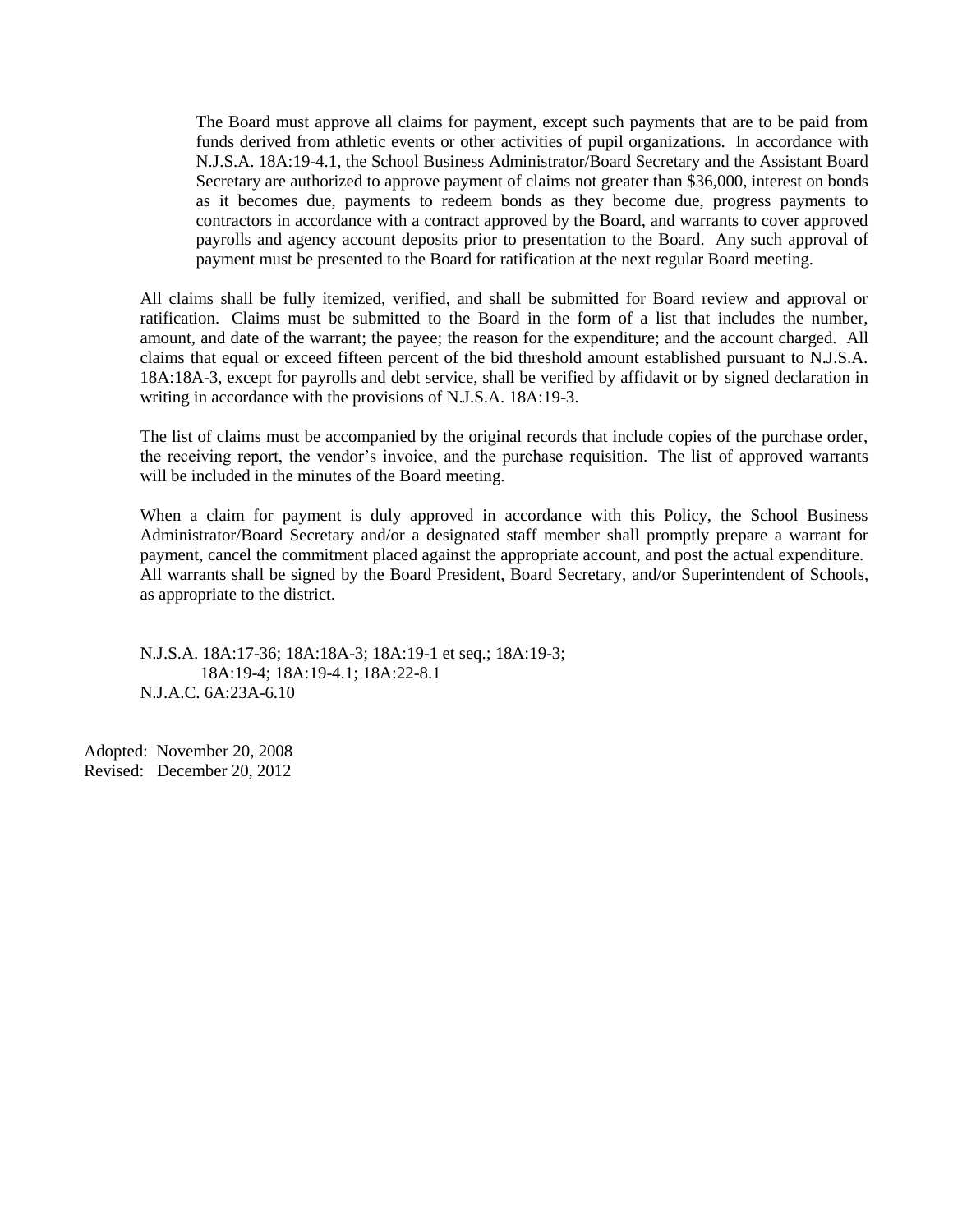The Board must approve all claims for payment, except such payments that are to be paid from funds derived from athletic events or other activities of pupil organizations. In accordance with N.J.S.A. 18A:19-4.1, the School Business Administrator/Board Secretary and the Assistant Board Secretary are authorized to approve payment of claims not greater than $36,000, interest on bonds as it becomes due, payments to redeem bonds as they become due, progress payments to contractors in accordance with a contract approved by the Board, and warrants to cover approved payrolls and agency account deposits prior to presentation to the Board. Any such approval of payment must be presented to the Board for ratification at the next regular Board meeting.

All claims shall be fully itemized, verified, and shall be submitted for Board review and approval or ratification. Claims must be submitted to the Board in the form of a list that includes the number, amount, and date of the warrant; the payee; the reason for the expenditure; and the account charged. All claims that equal or exceed fifteen percent of the bid threshold amount established pursuant to N.J.S.A. 18A:18A-3, except for payrolls and debt service, shall be verified by affidavit or by signed declaration in writing in accordance with the provisions of N.J.S.A. 18A:19-3.

The list of claims must be accompanied by the original records that include copies of the purchase order, the receiving report, the vendor's invoice, and the purchase requisition. The list of approved warrants will be included in the minutes of the Board meeting.

When a claim for payment is duly approved in accordance with this Policy, the School Business Administrator/Board Secretary and/or a designated staff member shall promptly prepare a warrant for payment, cancel the commitment placed against the appropriate account, and post the actual expenditure. All warrants shall be signed by the Board President, Board Secretary, and/or Superintendent of Schools, as appropriate to the district.

N.J.S.A. 18A:17-36; 18A:18A-3; 18A:19-1 et seq.; 18A:19-3;
18A:19-4; 18A:19-4.1; 18A:22-8.1
N.J.A.C. 6A:23A-6.10

Adopted: November 20, 2008
Revised: December 20, 2012